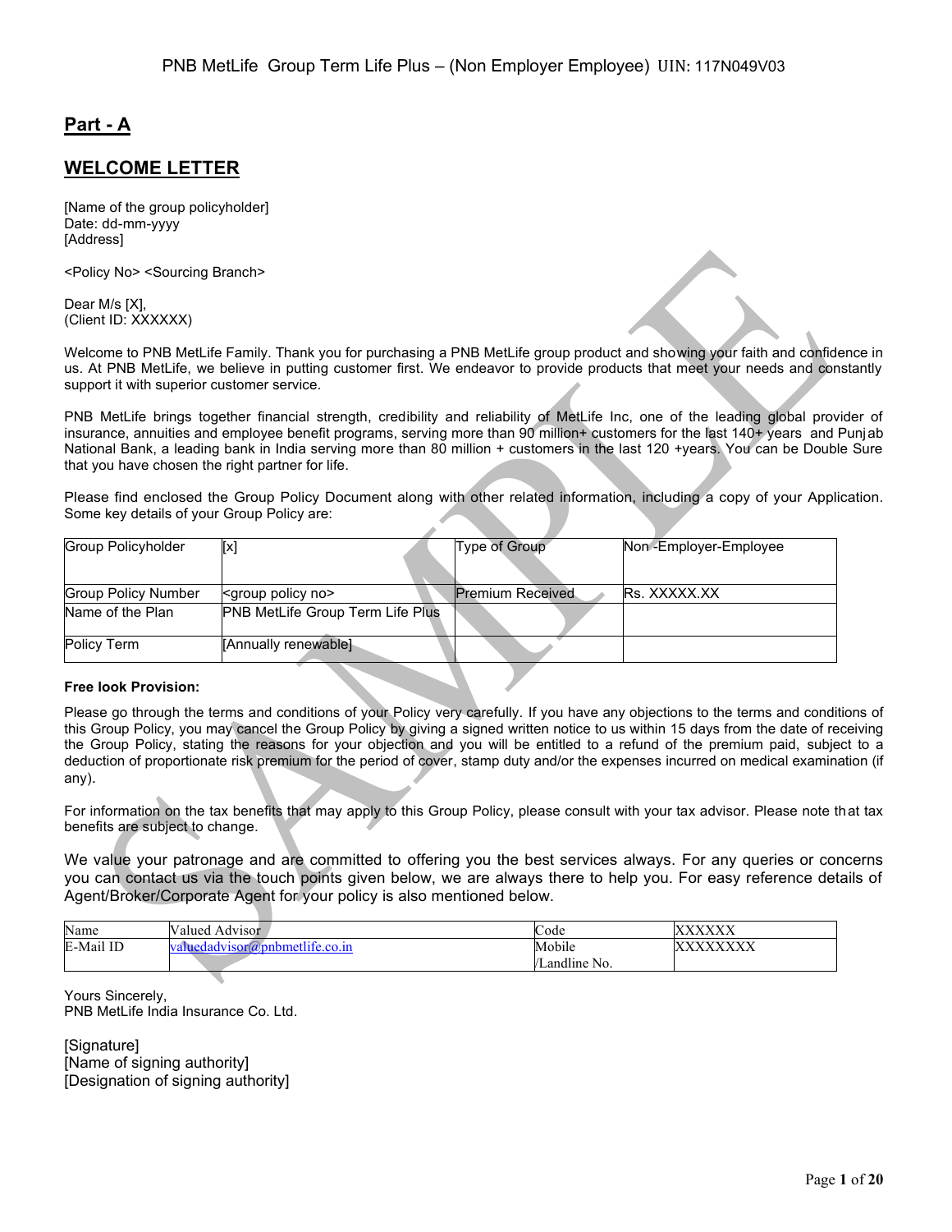## Part - A

## WELCOME LETTER

[Name of the group policyholder]
Date: dd-mm-yyyy
[Address]

<Policy No> <Sourcing Branch>

Dear M/s [X],
(Client ID: XXXXXX)

Welcome to PNB MetLife Family. Thank you for purchasing a PNB MetLife group product and showing your faith and confidence in us. At PNB MetLife, we believe in putting customer first. We endeavor to provide products that meet your needs and constantly support it with superior customer service.

PNB MetLife brings together financial strength, credibility and reliability of MetLife Inc, one of the leading global provider of insurance, annuities and employee benefit programs, serving more than 90 million+ customers for the last 140+ years and Punjab National Bank, a leading bank in India serving more than 80 million + customers in the last 120 +years. You can be Double Sure that you have chosen the right partner for life.

Please find enclosed the Group Policy Document along with other related information, including a copy of your Application. Some key details of your Group Policy are:

| Group Policyholder | [x] | Type of Group | Non -Employer-Employee |
|---|---|---|---|
| Group Policy Number | <group policy no> | Premium Received | Rs. XXXXX.XX |
| Name of the Plan | PNB MetLife Group Term Life Plus | | |
| Policy Term | [Annually renewable] | | |

**Free look Provision:**

Please go through the terms and conditions of your Policy very carefully. If you have any objections to the terms and conditions of this Group Policy, you may cancel the Group Policy by giving a signed written notice to us within 15 days from the date of receiving the Group Policy, stating the reasons for your objection and you will be entitled to a refund of the premium paid, subject to a deduction of proportionate risk premium for the period of cover, stamp duty and/or the expenses incurred on medical examination (if any).

For information on the tax benefits that may apply to this Group Policy, please consult with your tax advisor. Please note that tax benefits are subject to change.

We value your patronage and are committed to offering you the best services always. For any queries or concerns you can contact us via the touch points given below, we are always there to help you. For easy reference details of Agent/Broker/Corporate Agent for your policy is also mentioned below.

| Name | Valued Advisor | Code | XXXXXX |
|---|---|---|---|
| E-Mail ID | valuedadvisor@pnbmetlife.co.in | Mobile /Landline No. | XXXXXXXX |

Yours Sincerely,
PNB MetLife India Insurance Co. Ltd.

[Signature]
[Name of signing authority]
[Designation of signing authority]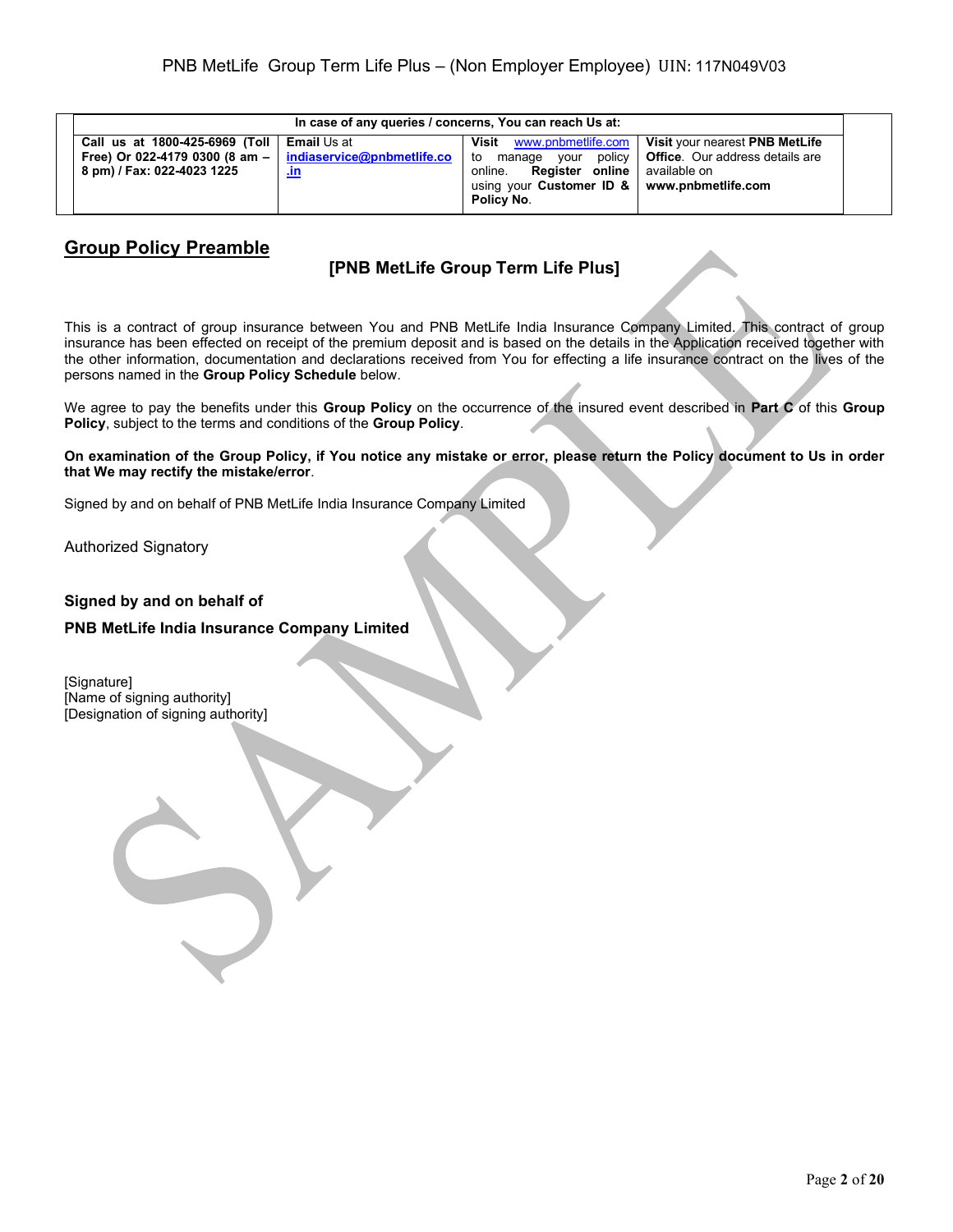| In case of any queries / concerns, You can reach Us at: | | | |
|---|---|---|---|
| **Call us at 1800-425-6969 (Toll Free) Or 022-4179 0300 (8 am – 8 pm) / Fax: 022-4023 1225** | **Email** Us at **indiaservice@pnbmetlife.co.in** | **Visit** www.pnbmetlife.com to manage your policy online. **Register online** using your **Customer ID & Policy No**. | **Visit** your nearest **PNB MetLife Office**. Our address details are available on **www.pnbmetlife.com** |

## Group Policy Preamble

**[PNB MetLife Group Term Life Plus]**

This is a contract of group insurance between You and PNB MetLife India Insurance Company Limited. This contract of group insurance has been effected on receipt of the premium deposit and is based on the details in the Application received together with the other information, documentation and declarations received from You for effecting a life insurance contract on the lives of the persons named in the **Group Policy Schedule** below.

We agree to pay the benefits under this **Group Policy** on the occurrence of the insured event described in **Part C** of this **Group Policy**, subject to the terms and conditions of the **Group Policy**.

**On examination of the Group Policy, if You notice any mistake or error, please return the Policy document to Us in order that We may rectify the mistake/error**.

Signed by and on behalf of PNB MetLife India Insurance Company Limited

Authorized Signatory

**Signed by and on behalf of**

**PNB MetLife India Insurance Company Limited**

[Signature]
[Name of signing authority]
[Designation of signing authority]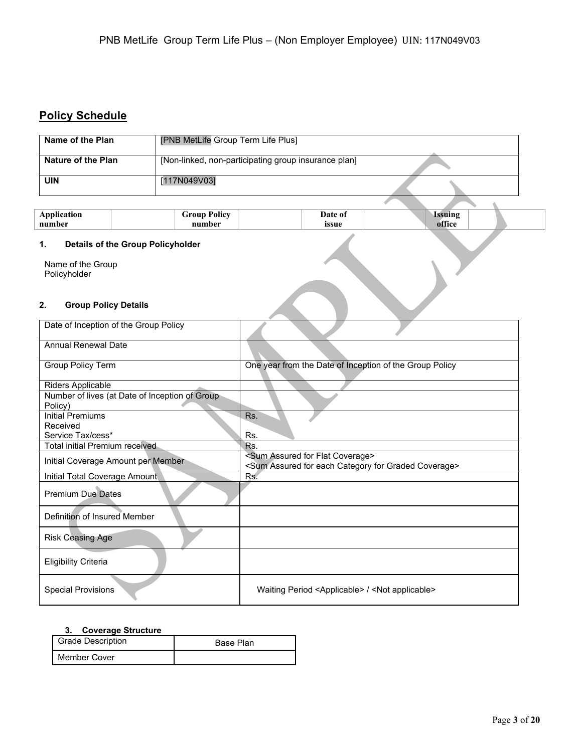## Policy Schedule

| Name of the Plan | [PNB MetLife Group Term Life Plus] |
|---|---|
| Nature of the Plan | [Non-linked, non-participating group insurance plan] |
| UIN | [117N049V03] |

| Application number | | Group Policy number | | Date of issue | | Issuing office | |
|---|---|---|---|---|---|---|---|

### 1. Details of the Group Policyholder

Name of the Group Policyholder

### 2. Group Policy Details

| Date of Inception of the Group Policy | |
|---|---|
| Annual Renewal Date | |
| Group Policy Term | One year from the Date of Inception of the Group Policy |
| Riders Applicable | |
| Number of lives (at Date of Inception of Group Policy) | |
| Initial Premiums Received<br>Service Tax/cess* | Rs.<br><br>Rs. |
| Total initial Premium received | Rs. |
| Initial Coverage Amount per Member | <Sum Assured for Flat Coverage><br><Sum Assured for each Category for Graded Coverage> |
| Initial Total Coverage Amount | Rs. |
| Premium Due Dates | |
| Definition of Insured Member | |
| Risk Ceasing Age | |
| Eligibility Criteria | |
| Special Provisions | Waiting Period <Applicable> / <Not applicable> |

### 3. Coverage Structure

| Grade Description | Base Plan |
|---|---|
| Member Cover | |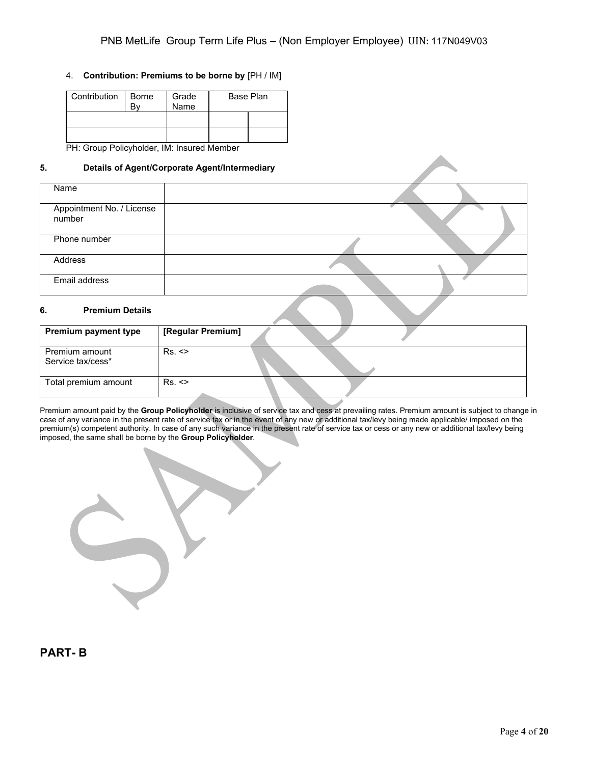4. **Contribution: Premiums to be borne by** [PH / IM]

| Contribution | Borne By | Grade Name | Base Plan | |
|---|---|---|---|---|
| | | | | |
| | | | | |

PH: Group Policyholder, IM: Insured Member

**5. Details of Agent/Corporate Agent/Intermediary**

| Name | |
|---|---|
| Appointment No. / License number | |
| Phone number | |
| Address | |
| Email address | |

**6. Premium Details**

| **Premium payment type** | **[Regular Premium]** |
|---|---|
| Premium amount Service tax/cess* | Rs. <> |
| Total premium amount | Rs. <> |

Premium amount paid by the **Group Policyholder** is inclusive of service tax and cess at prevailing rates. Premium amount is subject to change in case of any variance in the present rate of service tax or in the event of any new or additional tax/levy being made applicable/ imposed on the premium(s) competent authority. In case of any such variance in the present rate of service tax or cess or any new or additional tax/levy being imposed, the same shall be borne by the **Group Policyholder**.

## PART- B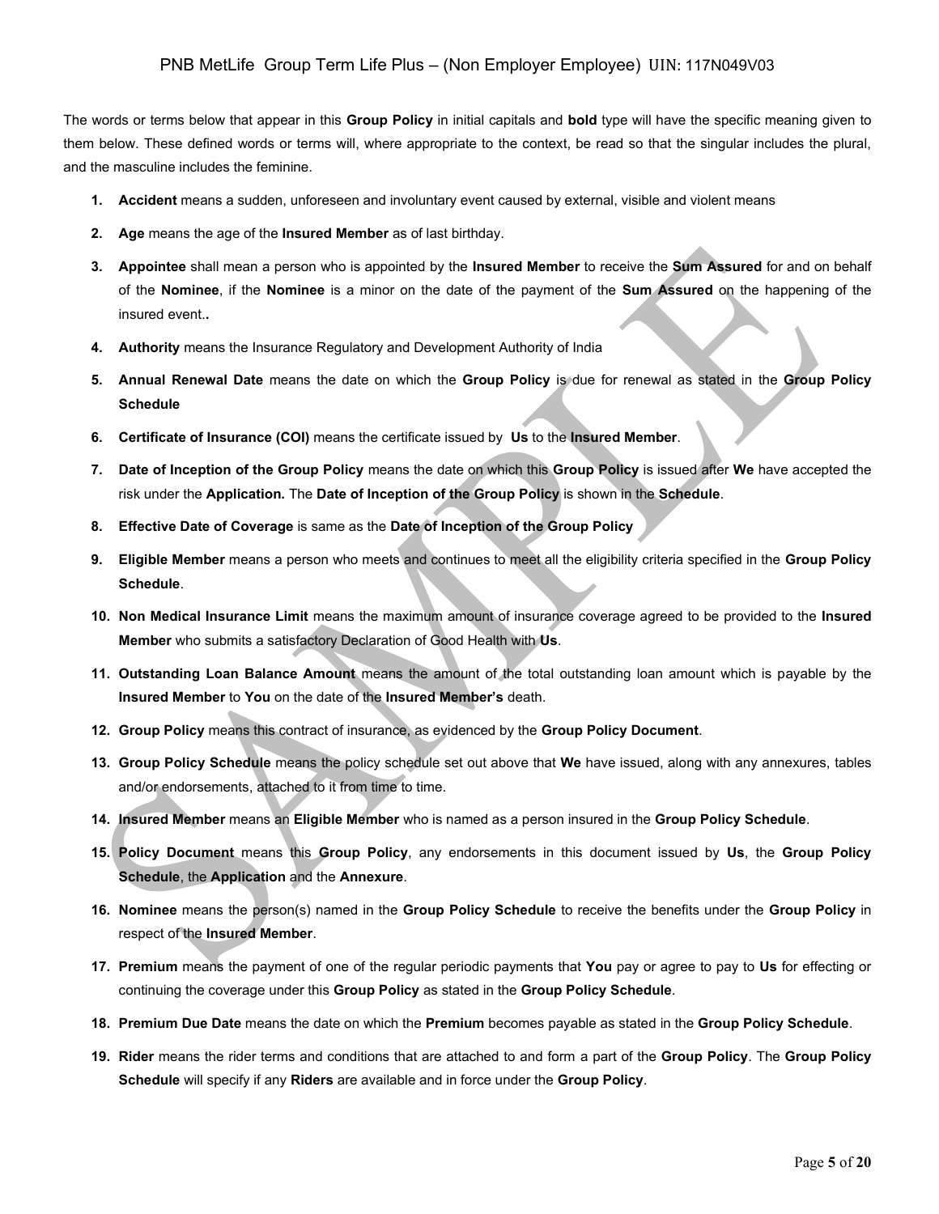The words or terms below that appear in this **Group Policy** in initial capitals and **bold** type will have the specific meaning given to them below. These defined words or terms will, where appropriate to the context, be read so that the singular includes the plural, and the masculine includes the feminine.

1. **Accident** means a sudden, unforeseen and involuntary event caused by external, visible and violent means
2. **Age** means the age of the **Insured Member** as of last birthday.
3. **Appointee** shall mean a person who is appointed by the **Insured Member** to receive the **Sum Assured** for and on behalf of the **Nominee**, if the **Nominee** is a minor on the date of the payment of the **Sum Assured** on the happening of the insured event.**.**
4. **Authority** means the Insurance Regulatory and Development Authority of India
5. **Annual Renewal Date** means the date on which the **Group Policy** is due for renewal as stated in the **Group Policy Schedule**
6. **Certificate of Insurance (COI)** means the certificate issued by **Us** to the **Insured Member**.
7. **Date of Inception of the Group Policy** means the date on which this **Group Policy** is issued after **We** have accepted the risk under the **Application.** The **Date of Inception of the Group Policy** is shown in the **Schedule**.
8. **Effective Date of Coverage** is same as the **Date of Inception of the Group Policy**
9. **Eligible Member** means a person who meets and continues to meet all the eligibility criteria specified in the **Group Policy Schedule**.
10. **Non Medical Insurance Limit** means the maximum amount of insurance coverage agreed to be provided to the **Insured Member** who submits a satisfactory Declaration of Good Health with **Us**.
11. **Outstanding Loan Balance Amount** means the amount of the total outstanding loan amount which is payable by the **Insured Member** to **You** on the date of the **Insured Member's** death.
12. **Group Policy** means this contract of insurance, as evidenced by the **Group Policy Document**.
13. **Group Policy Schedule** means the policy schedule set out above that **We** have issued, along with any annexures, tables and/or endorsements, attached to it from time to time.
14. **Insured Member** means an **Eligible Member** who is named as a person insured in the **Group Policy Schedule**.
15. **Policy Document** means this **Group Policy**, any endorsements in this document issued by **Us**, the **Group Policy Schedule**, the **Application** and the **Annexure**.
16. **Nominee** means the person(s) named in the **Group Policy Schedule** to receive the benefits under the **Group Policy** in respect of the **Insured Member**.
17. **Premium** means the payment of one of the regular periodic payments that **You** pay or agree to pay to **Us** for effecting or continuing the coverage under this **Group Policy** as stated in the **Group Policy Schedule**.
18. **Premium Due Date** means the date on which the **Premium** becomes payable as stated in the **Group Policy Schedule**.
19. **Rider** means the rider terms and conditions that are attached to and form a part of the **Group Policy**. The **Group Policy Schedule** will specify if any **Riders** are available and in force under the **Group Policy**.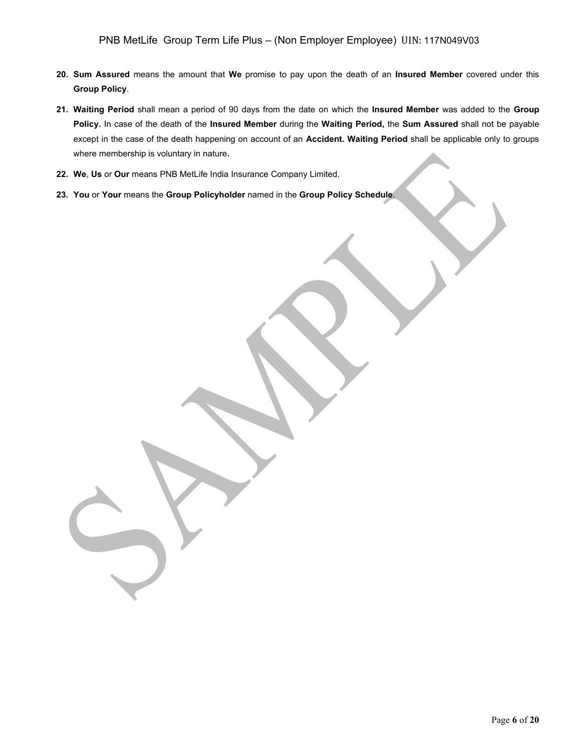20. **Sum Assured** means the amount that **We** promise to pay upon the death of an **Insured Member** covered under this **Group Policy**.

21. **Waiting Period** shall mean a period of 90 days from the date on which the **Insured Member** was added to the **Group Policy.** In case of the death of the **Insured Member** during the **Waiting Period,** the **Sum Assured** shall not be payable except in the case of the death happening on account of an **Accident. Waiting Period** shall be applicable only to groups where membership is voluntary in nature**.**

22. **We**, **Us** or **Our** means PNB MetLife India Insurance Company Limited.

23. **You** or **Your** means the **Group Policyholder** named in the **Group Policy Schedule**.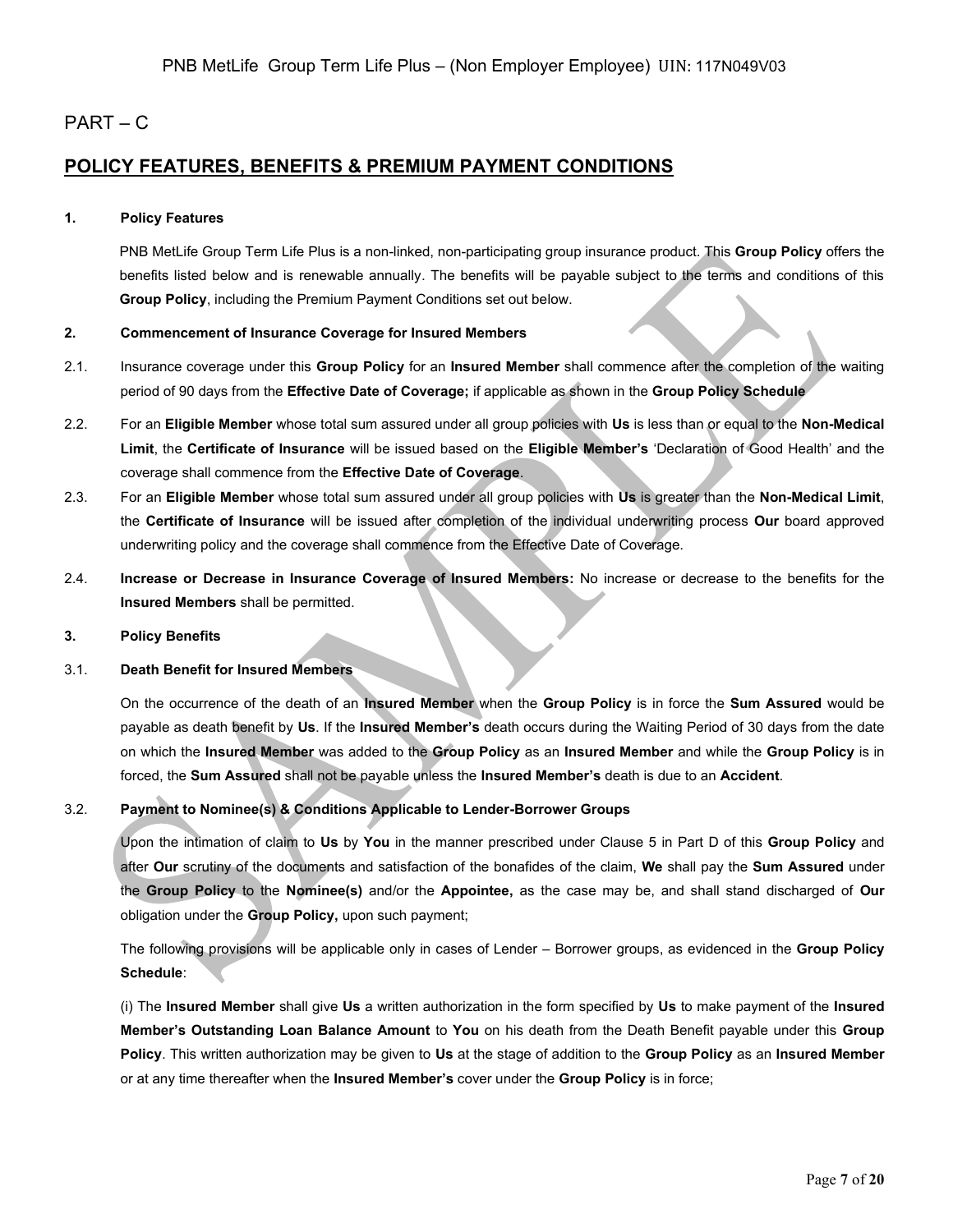# PART – C

## POLICY FEATURES, BENEFITS & PREMIUM PAYMENT CONDITIONS

**1. Policy Features**

PNB MetLife Group Term Life Plus is a non-linked, non-participating group insurance product. This **Group Policy** offers the benefits listed below and is renewable annually. The benefits will be payable subject to the terms and conditions of this **Group Policy**, including the Premium Payment Conditions set out below.

**2. Commencement of Insurance Coverage for Insured Members**

2.1. Insurance coverage under this **Group Policy** for an **Insured Member** shall commence after the completion of the waiting period of 90 days from the **Effective Date of Coverage;** if applicable as shown in the **Group Policy Schedule**

2.2. For an **Eligible Member** whose total sum assured under all group policies with **Us** is less than or equal to the **Non-Medical Limit**, the **Certificate of Insurance** will be issued based on the **Eligible Member's** 'Declaration of Good Health' and the coverage shall commence from the **Effective Date of Coverage**.

2.3. For an **Eligible Member** whose total sum assured under all group policies with **Us** is greater than the **Non-Medical Limit**, the **Certificate of Insurance** will be issued after completion of the individual underwriting process **Our** board approved underwriting policy and the coverage shall commence from the Effective Date of Coverage.

2.4. **Increase or Decrease in Insurance Coverage of Insured Members:** No increase or decrease to the benefits for the **Insured Members** shall be permitted.

**3. Policy Benefits**

3.1. **Death Benefit for Insured Members**

On the occurrence of the death of an **Insured Member** when the **Group Policy** is in force the **Sum Assured** would be payable as death benefit by **Us**. If the **Insured Member's** death occurs during the Waiting Period of 30 days from the date on which the **Insured Member** was added to the **Group Policy** as an **Insured Member** and while the **Group Policy** is in forced, the **Sum Assured** shall not be payable unless the **Insured Member's** death is due to an **Accident**.

3.2. **Payment to Nominee(s) & Conditions Applicable to Lender-Borrower Groups**

Upon the intimation of claim to **Us** by **You** in the manner prescribed under Clause 5 in Part D of this **Group Policy** and after **Our** scrutiny of the documents and satisfaction of the bonafides of the claim, **We** shall pay the **Sum Assured** under the **Group Policy** to the **Nominee(s)** and/or the **Appointee,** as the case may be, and shall stand discharged of **Our** obligation under the **Group Policy,** upon such payment;

The following provisions will be applicable only in cases of Lender – Borrower groups, as evidenced in the **Group Policy Schedule**:

(i) The **Insured Member** shall give **Us** a written authorization in the form specified by **Us** to make payment of the **Insured Member's Outstanding Loan Balance Amount** to **You** on his death from the Death Benefit payable under this **Group Policy**. This written authorization may be given to **Us** at the stage of addition to the **Group Policy** as an **Insured Member** or at any time thereafter when the **Insured Member's** cover under the **Group Policy** is in force;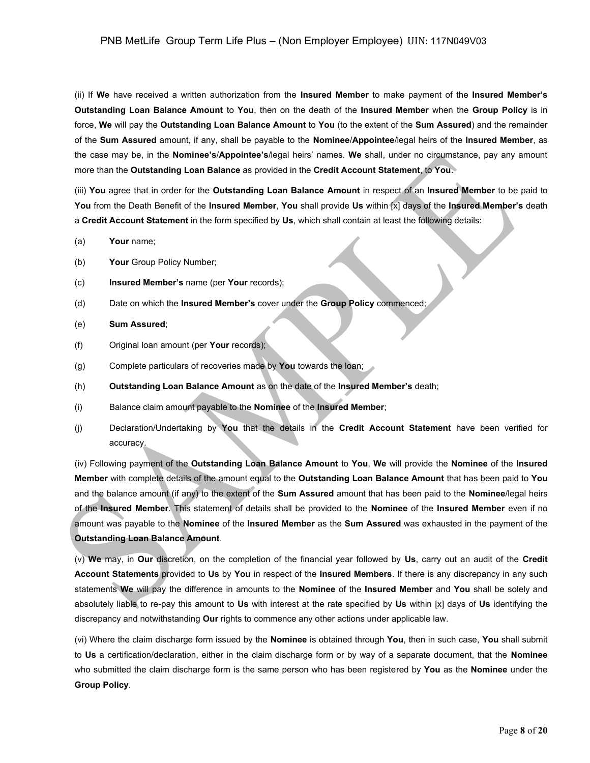(ii) If **We** have received a written authorization from the **Insured Member** to make payment of the **Insured Member's Outstanding Loan Balance Amount** to **You**, then on the death of the **Insured Member** when the **Group Policy** is in force, **We** will pay the **Outstanding Loan Balance Amount** to **You** (to the extent of the **Sum Assured**) and the remainder of the **Sum Assured** amount, if any, shall be payable to the **Nominee**/**Appointee**/legal heirs of the **Insured Member**, as the case may be, in the **Nominee's**/**Appointee's**/legal heirs' names. **We** shall, under no circumstance, pay any amount more than the **Outstanding Loan Balance** as provided in the **Credit Account Statement**, to **You**.

(iii) **You** agree that in order for the **Outstanding Loan Balance Amount** in respect of an **Insured Member** to be paid to **You** from the Death Benefit of the **Insured Member**, **You** shall provide **Us** within [x] days of the **Insured Member's** death a **Credit Account Statement** in the form specified by **Us**, which shall contain at least the following details:

(a) **Your** name;

(b) **Your** Group Policy Number;

(c) **Insured Member's** name (per **Your** records);

(d) Date on which the **Insured Member's** cover under the **Group Policy** commenced;

(e) **Sum Assured**;

(f) Original loan amount (per **Your** records);

(g) Complete particulars of recoveries made by **You** towards the loan;

(h) **Outstanding Loan Balance Amount** as on the date of the **Insured Member's** death;

(i) Balance claim amount payable to the **Nominee** of the **Insured Member**;

(j) Declaration/Undertaking by **You** that the details in the **Credit Account Statement** have been verified for accuracy.

(iv) Following payment of the **Outstanding Loan Balance Amount** to **You**, **We** will provide the **Nominee** of the **Insured Member** with complete details of the amount equal to the **Outstanding Loan Balance Amount** that has been paid to **You** and the balance amount (if any) to the extent of the **Sum Assured** amount that has been paid to the **Nominee**/legal heirs of the **Insured Member**. This statement of details shall be provided to the **Nominee** of the **Insured Member** even if no amount was payable to the **Nominee** of the **Insured Member** as the **Sum Assured** was exhausted in the payment of the **Outstanding Loan Balance Amount**.

(v) **We** may, in **Our** discretion, on the completion of the financial year followed by **Us**, carry out an audit of the **Credit Account Statements** provided to **Us** by **You** in respect of the **Insured Members**. If there is any discrepancy in any such statements **We** will pay the difference in amounts to the **Nominee** of the **Insured Member** and **You** shall be solely and absolutely liable to re-pay this amount to **Us** with interest at the rate specified by **Us** within [x] days of **Us** identifying the discrepancy and notwithstanding **Our** rights to commence any other actions under applicable law.

(vi) Where the claim discharge form issued by the **Nominee** is obtained through **You**, then in such case, **You** shall submit to **Us** a certification/declaration, either in the claim discharge form or by way of a separate document, that the **Nominee** who submitted the claim discharge form is the same person who has been registered by **You** as the **Nominee** under the **Group Policy**.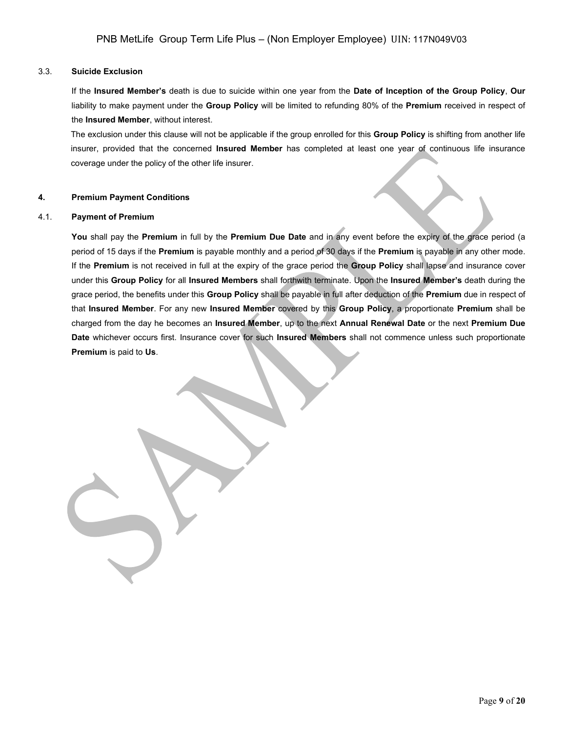### 3.3. Suicide Exclusion

If the **Insured Member's** death is due to suicide within one year from the **Date of Inception of the Group Policy**, **Our** liability to make payment under the **Group Policy** will be limited to refunding 80% of the **Premium** received in respect of the **Insured Member**, without interest.

The exclusion under this clause will not be applicable if the group enrolled for this **Group Policy** is shifting from another life insurer, provided that the concerned **Insured Member** has completed at least one year of continuous life insurance coverage under the policy of the other life insurer.

## 4. Premium Payment Conditions

### 4.1. Payment of Premium

**You** shall pay the **Premium** in full by the **Premium Due Date** and in any event before the expiry of the grace period (a period of 15 days if the **Premium** is payable monthly and a period of 30 days if the **Premium** is payable in any other mode. If the **Premium** is not received in full at the expiry of the grace period the **Group Policy** shall lapse and insurance cover under this **Group Policy** for all **Insured Members** shall forthwith terminate. Upon the **Insured Member's** death during the grace period, the benefits under this **Group Policy** shall be payable in full after deduction of the **Premium** due in respect of that **Insured Member**. For any new **Insured Member** covered by this **Group Policy**, a proportionate **Premium** shall be charged from the day he becomes an **Insured Member**, up to the next **Annual Renewal Date** or the next **Premium Due Date** whichever occurs first. Insurance cover for such **Insured Members** shall not commence unless such proportionate **Premium** is paid to **Us**.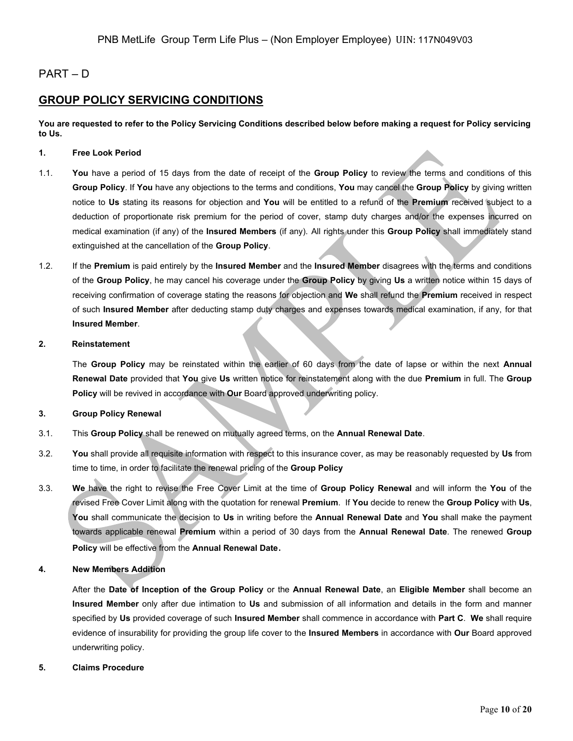PART – D

## GROUP POLICY SERVICING CONDITIONS

**You are requested to refer to the Policy Servicing Conditions described below before making a request for Policy servicing to Us.**

**1. Free Look Period**

1.1. **You** have a period of 15 days from the date of receipt of the **Group Policy** to review the terms and conditions of this **Group Policy**. If **You** have any objections to the terms and conditions, **You** may cancel the **Group Policy** by giving written notice to **Us** stating its reasons for objection and **You** will be entitled to a refund of the **Premium** received subject to a deduction of proportionate risk premium for the period of cover, stamp duty charges and/or the expenses incurred on medical examination (if any) of the **Insured Members** (if any). All rights under this **Group Policy** shall immediately stand extinguished at the cancellation of the **Group Policy**.

1.2. If the **Premium** is paid entirely by the **Insured Member** and the **Insured Member** disagrees with the terms and conditions of the **Group Policy**, he may cancel his coverage under the **Group Policy** by giving **Us** a written notice within 15 days of receiving confirmation of coverage stating the reasons for objection and **We** shall refund the **Premium** received in respect of such **Insured Member** after deducting stamp duty charges and expenses towards medical examination, if any, for that **Insured Member**.

**2. Reinstatement**

The **Group Policy** may be reinstated within the earlier of 60 days from the date of lapse or within the next **Annual Renewal Date** provided that **You** give **Us** written notice for reinstatement along with the due **Premium** in full. The **Group Policy** will be revived in accordance with **Our** Board approved underwriting policy.

**3. Group Policy Renewal**

3.1. This **Group Policy** shall be renewed on mutually agreed terms, on the **Annual Renewal Date**.

3.2. **You** shall provide all requisite information with respect to this insurance cover, as may be reasonably requested by **Us** from time to time, in order to facilitate the renewal pricing of the **Group Policy**

3.3. **We** have the right to revise the Free Cover Limit at the time of **Group Policy Renewal** and will inform the **You** of the revised Free Cover Limit along with the quotation for renewal **Premium**. If **You** decide to renew the **Group Policy** with **Us**, **You** shall communicate the decision to **Us** in writing before the **Annual Renewal Date** and **You** shall make the payment towards applicable renewal **Premium** within a period of 30 days from the **Annual Renewal Date**. The renewed **Group Policy** will be effective from the **Annual Renewal Date.**

**4. New Members Addition**

After the **Date of Inception of the Group Policy** or the **Annual Renewal Date**, an **Eligible Member** shall become an **Insured Member** only after due intimation to **Us** and submission of all information and details in the form and manner specified by **Us** provided coverage of such **Insured Member** shall commence in accordance with **Part C**. **We** shall require evidence of insurability for providing the group life cover to the **Insured Members** in accordance with **Our** Board approved underwriting policy.

**5. Claims Procedure**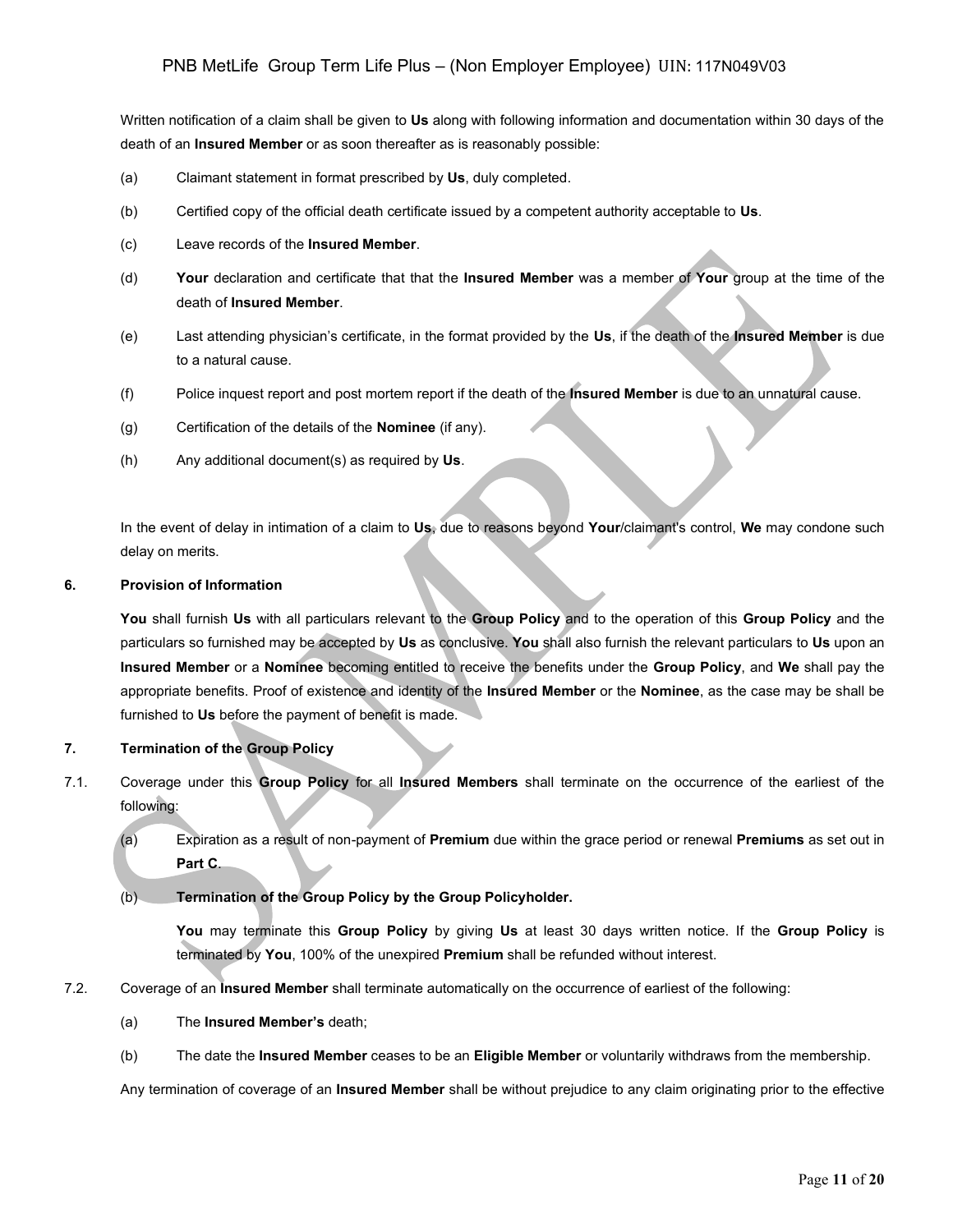Written notification of a claim shall be given to **Us** along with following information and documentation within 30 days of the death of an **Insured Member** or as soon thereafter as is reasonably possible:

(a) Claimant statement in format prescribed by **Us**, duly completed.

(b) Certified copy of the official death certificate issued by a competent authority acceptable to **Us**.

(c) Leave records of the **Insured Member**.

(d) **Your** declaration and certificate that that the **Insured Member** was a member of **Your** group at the time of the death of **Insured Member**.

(e) Last attending physician's certificate, in the format provided by the **Us**, if the death of the **Insured Member** is due to a natural cause.

(f) Police inquest report and post mortem report if the death of the **Insured Member** is due to an unnatural cause.

(g) Certification of the details of the **Nominee** (if any).

(h) Any additional document(s) as required by **Us**.

In the event of delay in intimation of a claim to **Us**, due to reasons beyond **Your**/claimant's control, **We** may condone such delay on merits.

**6. Provision of Information**

**You** shall furnish **Us** with all particulars relevant to the **Group Policy** and to the operation of this **Group Policy** and the particulars so furnished may be accepted by **Us** as conclusive. **You** shall also furnish the relevant particulars to **Us** upon an **Insured Member** or a **Nominee** becoming entitled to receive the benefits under the **Group Policy**, and **We** shall pay the appropriate benefits. Proof of existence and identity of the **Insured Member** or the **Nominee**, as the case may be shall be furnished to **Us** before the payment of benefit is made.

**7. Termination of the Group Policy**

7.1. Coverage under this **Group Policy** for all **Insured Members** shall terminate on the occurrence of the earliest of the following:

(a) Expiration as a result of non-payment of **Premium** due within the grace period or renewal **Premiums** as set out in **Part C**.

(b) **Termination of the Group Policy by the Group Policyholder.**

**You** may terminate this **Group Policy** by giving **Us** at least 30 days written notice. If the **Group Policy** is terminated by **You**, 100% of the unexpired **Premium** shall be refunded without interest.

7.2. Coverage of an **Insured Member** shall terminate automatically on the occurrence of earliest of the following:

(a) The **Insured Member's** death;

(b) The date the **Insured Member** ceases to be an **Eligible Member** or voluntarily withdraws from the membership.

Any termination of coverage of an **Insured Member** shall be without prejudice to any claim originating prior to the effective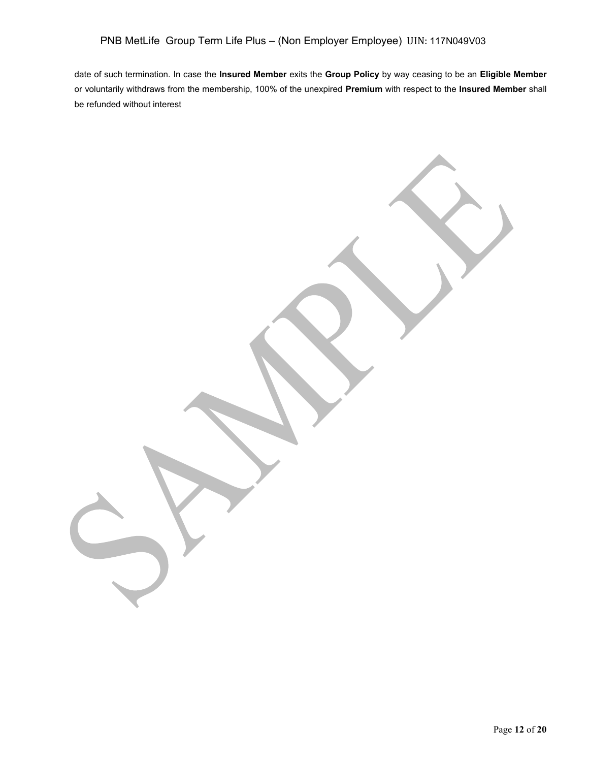date of such termination. In case the **Insured Member** exits the **Group Policy** by way ceasing to be an **Eligible Member** or voluntarily withdraws from the membership, 100% of the unexpired **Premium** with respect to the **Insured Member** shall be refunded without interest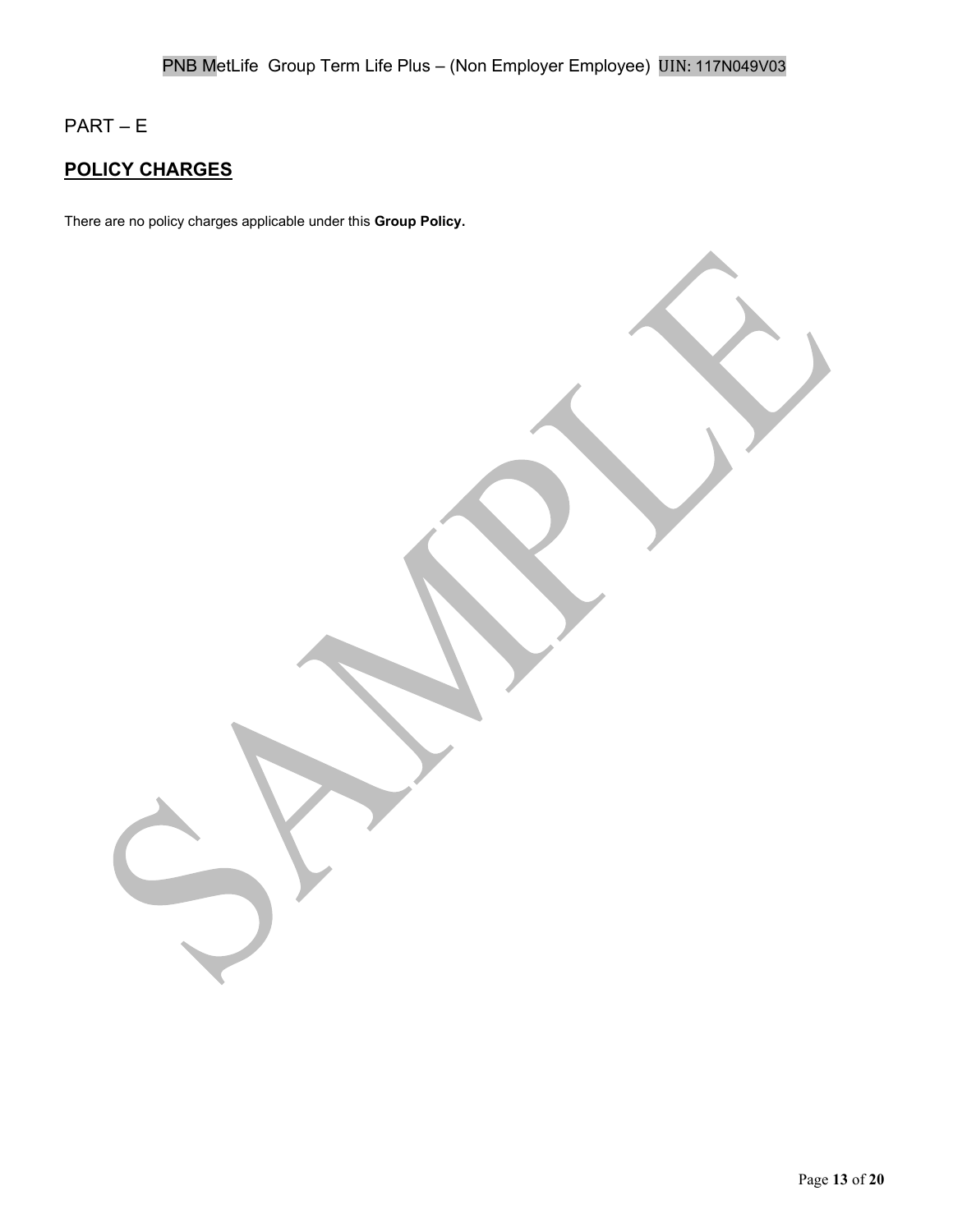PART – E

## POLICY CHARGES

There are no policy charges applicable under this **Group Policy.**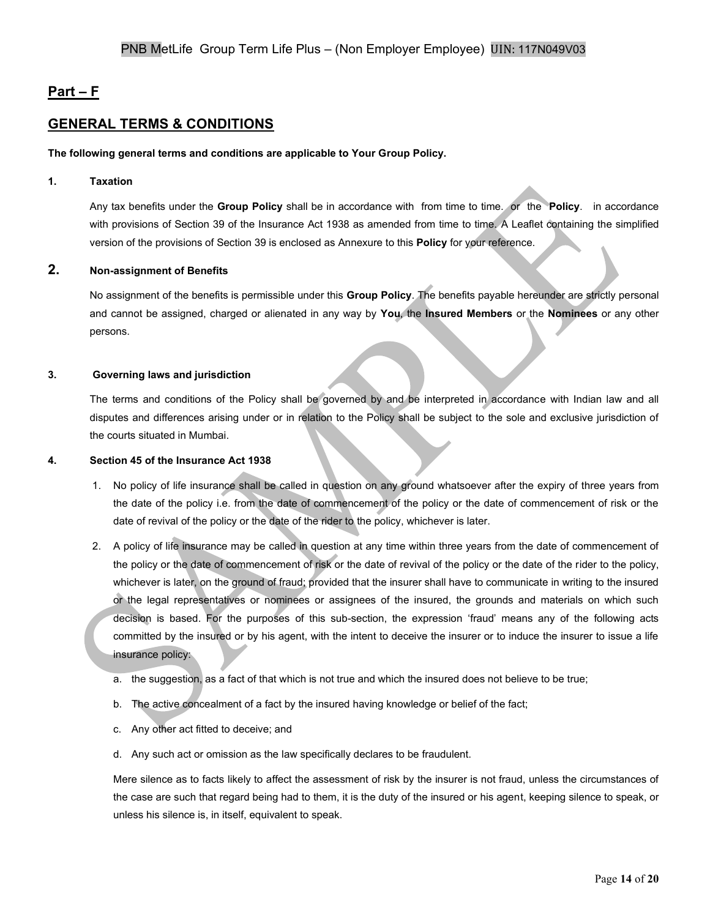## Part – F

## GENERAL TERMS & CONDITIONS

**The following general terms and conditions are applicable to Your Group Policy.**

**1. Taxation**

Any tax benefits under the **Group Policy** shall be in accordance with from time to time. or the **Policy**. in accordance with provisions of Section 39 of the Insurance Act 1938 as amended from time to time. A Leaflet containing the simplified version of the provisions of Section 39 is enclosed as Annexure to this **Policy** for your reference.

**2. Non-assignment of Benefits**

No assignment of the benefits is permissible under this **Group Policy**. The benefits payable hereunder are strictly personal and cannot be assigned, charged or alienated in any way by **You**, the **Insured Members** or the **Nominees** or any other persons.

**3. Governing laws and jurisdiction**

The terms and conditions of the Policy shall be governed by and be interpreted in accordance with Indian law and all disputes and differences arising under or in relation to the Policy shall be subject to the sole and exclusive jurisdiction of the courts situated in Mumbai.

**4. Section 45 of the Insurance Act 1938**

1. No policy of life insurance shall be called in question on any ground whatsoever after the expiry of three years from the date of the policy i.e. from the date of commencement of the policy or the date of commencement of risk or the date of revival of the policy or the date of the rider to the policy, whichever is later.
2. A policy of life insurance may be called in question at any time within three years from the date of commencement of the policy or the date of commencement of risk or the date of revival of the policy or the date of the rider to the policy, whichever is later, on the ground of fraud; provided that the insurer shall have to communicate in writing to the insured or the legal representatives or nominees or assignees of the insured, the grounds and materials on which such decision is based. For the purposes of this sub-section, the expression 'fraud' means any of the following acts committed by the insured or by his agent, with the intent to deceive the insurer or to induce the insurer to issue a life insurance policy:

   a. the suggestion, as a fact of that which is not true and which the insured does not believe to be true;

   b. The active concealment of a fact by the insured having knowledge or belief of the fact;

   c. Any other act fitted to deceive; and

   d. Any such act or omission as the law specifically declares to be fraudulent.

   Mere silence as to facts likely to affect the assessment of risk by the insurer is not fraud, unless the circumstances of the case are such that regard being had to them, it is the duty of the insured or his agent, keeping silence to speak, or unless his silence is, in itself, equivalent to speak.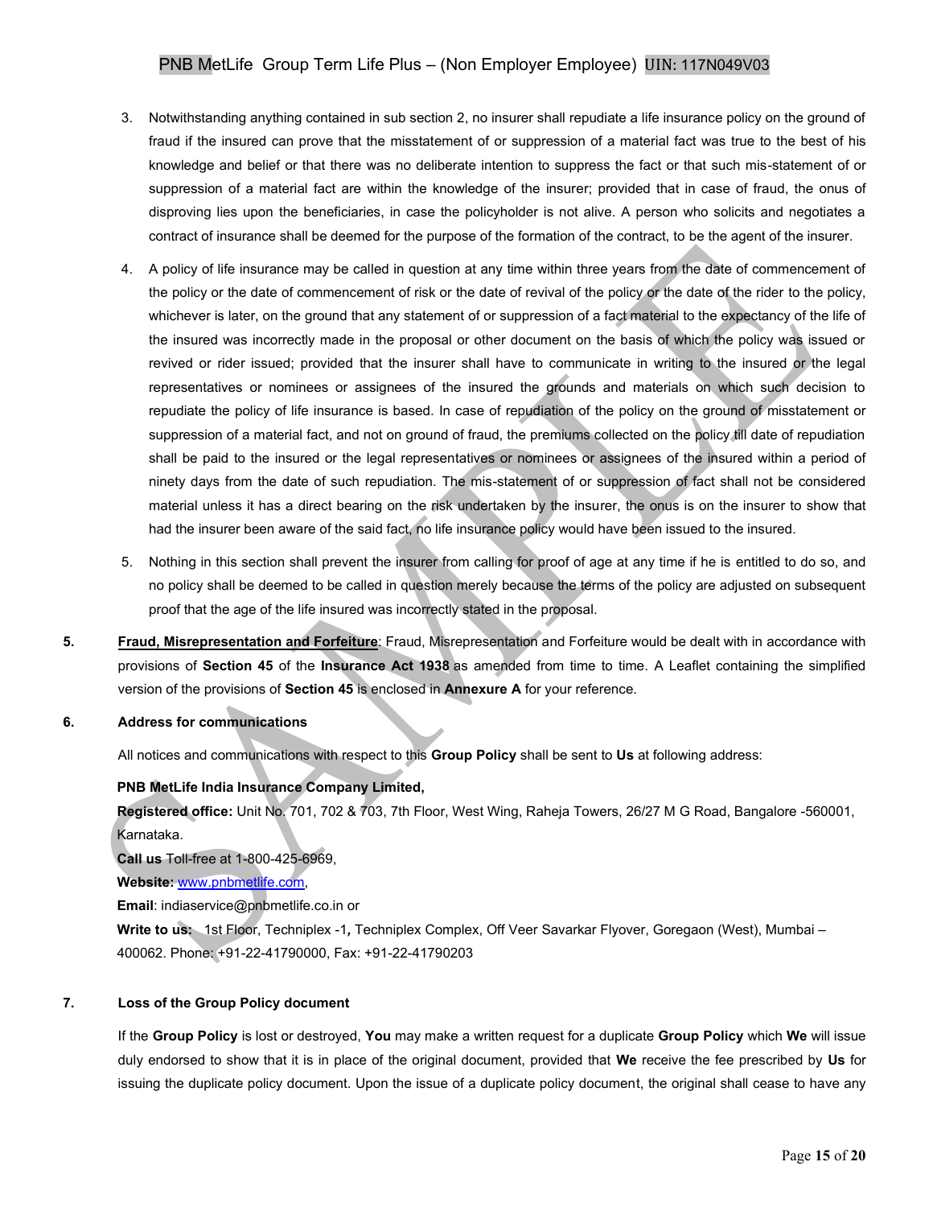3. Notwithstanding anything contained in sub section 2, no insurer shall repudiate a life insurance policy on the ground of fraud if the insured can prove that the misstatement of or suppression of a material fact was true to the best of his knowledge and belief or that there was no deliberate intention to suppress the fact or that such mis-statement of or suppression of a material fact are within the knowledge of the insurer; provided that in case of fraud, the onus of disproving lies upon the beneficiaries, in case the policyholder is not alive. A person who solicits and negotiates a contract of insurance shall be deemed for the purpose of the formation of the contract, to be the agent of the insurer.

4. A policy of life insurance may be called in question at any time within three years from the date of commencement of the policy or the date of commencement of risk or the date of revival of the policy or the date of the rider to the policy, whichever is later, on the ground that any statement of or suppression of a fact material to the expectancy of the life of the insured was incorrectly made in the proposal or other document on the basis of which the policy was issued or revived or rider issued; provided that the insurer shall have to communicate in writing to the insured or the legal representatives or nominees or assignees of the insured the grounds and materials on which such decision to repudiate the policy of life insurance is based. In case of repudiation of the policy on the ground of misstatement or suppression of a material fact, and not on ground of fraud, the premiums collected on the policy till date of repudiation shall be paid to the insured or the legal representatives or nominees or assignees of the insured within a period of ninety days from the date of such repudiation. The mis-statement of or suppression of fact shall not be considered material unless it has a direct bearing on the risk undertaken by the insurer, the onus is on the insurer to show that had the insurer been aware of the said fact, no life insurance policy would have been issued to the insured.

5. Nothing in this section shall prevent the insurer from calling for proof of age at any time if he is entitled to do so, and no policy shall be deemed to be called in question merely because the terms of the policy are adjusted on subsequent proof that the age of the life insured was incorrectly stated in the proposal.

**5.** **<u>Fraud, Misrepresentation and Forfeiture</u>**: Fraud, Misrepresentation and Forfeiture would be dealt with in accordance with provisions of **Section 45** of the **Insurance Act 1938** as amended from time to time. A Leaflet containing the simplified version of the provisions of **Section 45** is enclosed in **Annexure A** for your reference.

**6.** **Address for communications**

All notices and communications with respect to this **Group Policy** shall be sent to **Us** at following address:

**PNB MetLife India Insurance Company Limited,**

**Registered office:** Unit No. 701, 702 & 703, 7th Floor, West Wing, Raheja Towers, 26/27 M G Road, Bangalore -560001, Karnataka.

**Call us** Toll-free at 1-800-425-6969,

**Website:** www.pnbmetlife.com,

**Email**: indiaservice@pnbmetlife.co.in or

**Write to us:** 1st Floor, Techniplex -1**,** Techniplex Complex, Off Veer Savarkar Flyover, Goregaon (West), Mumbai – 400062. Phone: +91-22-41790000, Fax: +91-22-41790203

**7.** **Loss of the Group Policy document**

If the **Group Policy** is lost or destroyed, **You** may make a written request for a duplicate **Group Policy** which **We** will issue duly endorsed to show that it is in place of the original document, provided that **We** receive the fee prescribed by **Us** for issuing the duplicate policy document. Upon the issue of a duplicate policy document, the original shall cease to have any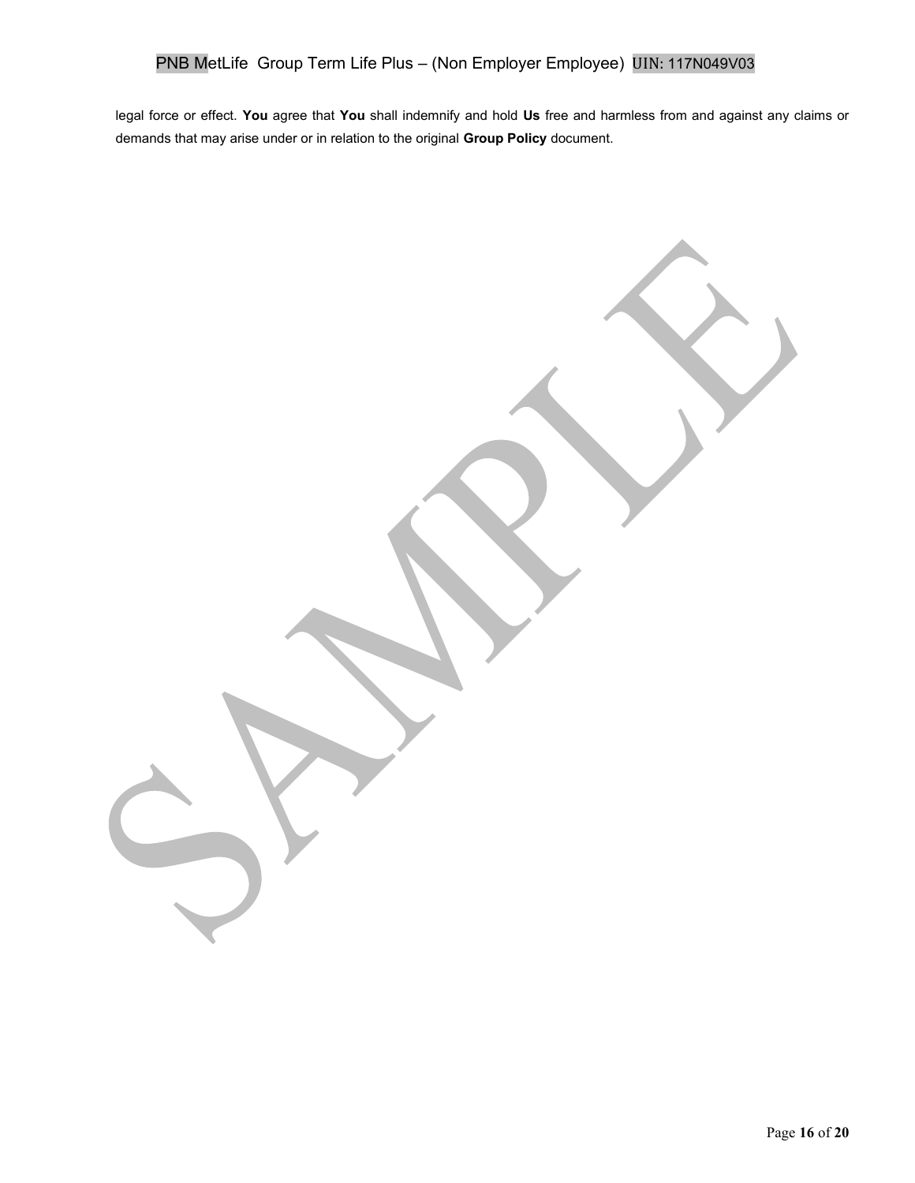legal force or effect. **You** agree that **You** shall indemnify and hold **Us** free and harmless from and against any claims or demands that may arise under or in relation to the original **Group Policy** document.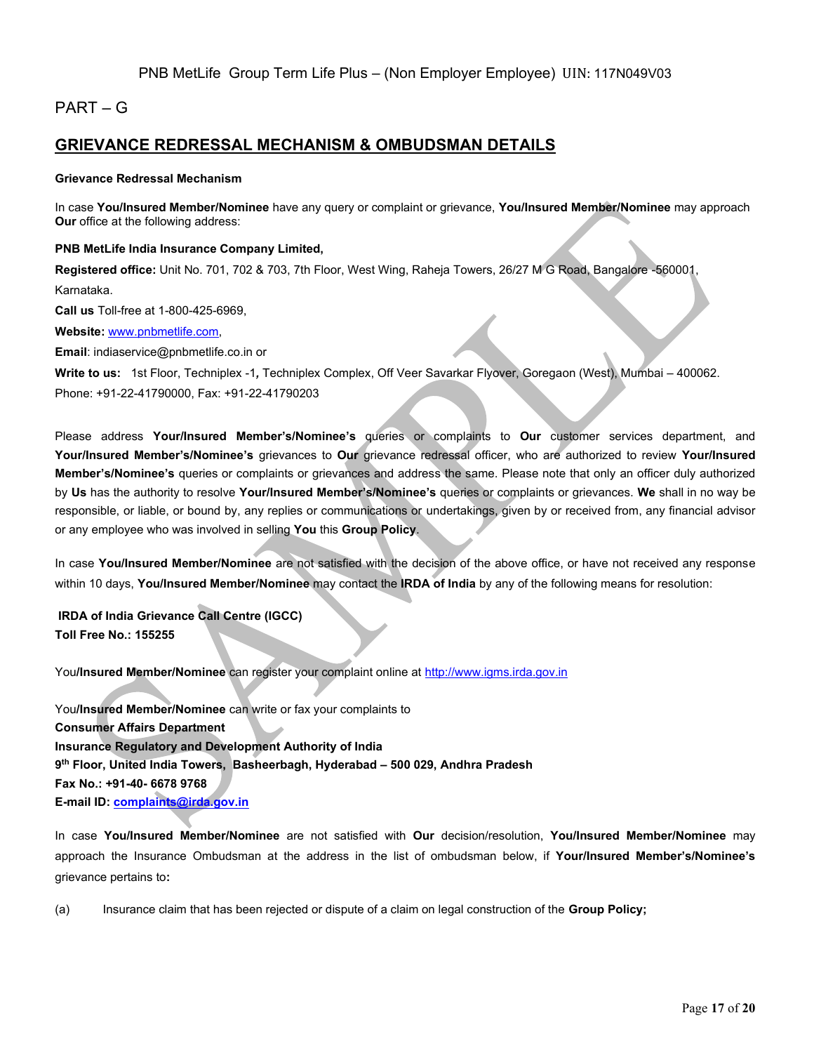## PART – G

## GRIEVANCE REDRESSAL MECHANISM & OMBUDSMAN DETAILS

**Grievance Redressal Mechanism**

In case **You/Insured Member/Nominee** have any query or complaint or grievance, **You/Insured Member/Nominee** may approach **Our** office at the following address:

**PNB MetLife India Insurance Company Limited,**

**Registered office:** Unit No. 701, 702 & 703, 7th Floor, West Wing, Raheja Towers, 26/27 M G Road, Bangalore -560001, Karnataka.

**Call us** Toll-free at 1-800-425-6969,

**Website:** www.pnbmetlife.com,

**Email**: indiaservice@pnbmetlife.co.in or

**Write to us:** 1st Floor, Techniplex -1*,* Techniplex Complex, Off Veer Savarkar Flyover, Goregaon (West), Mumbai – 400062. Phone: +91-22-41790000, Fax: +91-22-41790203

Please address **Your/Insured Member's/Nominee's** queries or complaints to **Our** customer services department, and **Your/Insured Member's/Nominee's** grievances to **Our** grievance redressal officer, who are authorized to review **Your/Insured Member's/Nominee's** queries or complaints or grievances and address the same. Please note that only an officer duly authorized by **Us** has the authority to resolve **Your/Insured Member's/Nominee's** queries or complaints or grievances. **We** shall in no way be responsible, or liable, or bound by, any replies or communications or undertakings, given by or received from, any financial advisor or any employee who was involved in selling **You** this **Group Policy**.

In case **You/Insured Member/Nominee** are not satisfied with the decision of the above office, or have not received any response within 10 days, **You/Insured Member/Nominee** may contact the **IRDA of India** by any of the following means for resolution:

**IRDA of India Grievance Call Centre (IGCC)**
**Toll Free No.: 155255**

You**/Insured Member/Nominee** can register your complaint online at http://www.igms.irda.gov.in

You**/Insured Member/Nominee** can write or fax your complaints to
**Consumer Affairs Department**
**Insurance Regulatory and Development Authority of India**
**9th Floor, United India Towers, Basheerbagh, Hyderabad – 500 029, Andhra Pradesh**
**Fax No.: +91-40- 6678 9768**
**E-mail ID: complaints@irda.gov.in**

In case **You/Insured Member/Nominee** are not satisfied with **Our** decision/resolution, **You/Insured Member/Nominee** may approach the Insurance Ombudsman at the address in the list of ombudsman below, if **Your/Insured Member's/Nominee's** grievance pertains to**:**

(a) Insurance claim that has been rejected or dispute of a claim on legal construction of the **Group Policy;**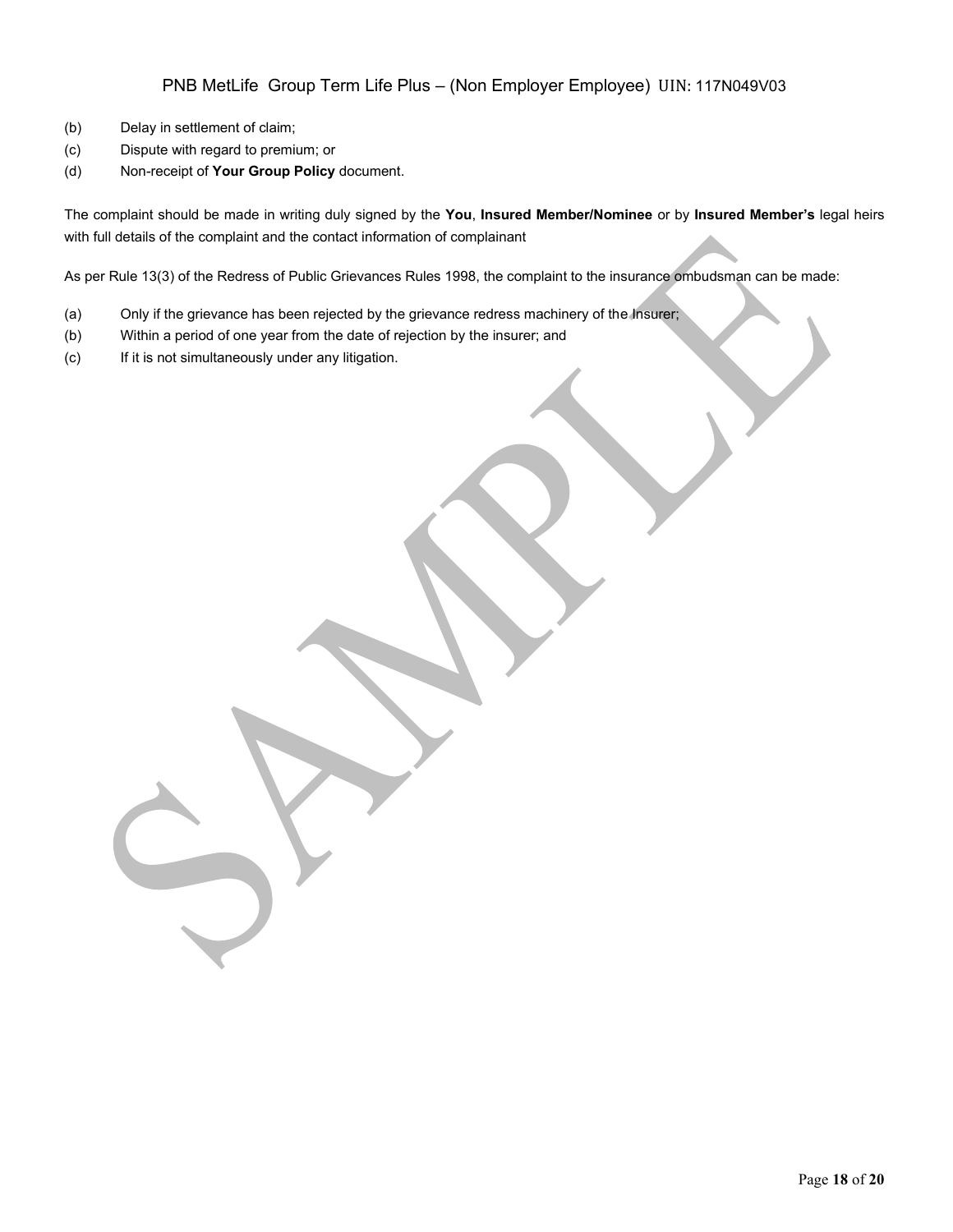(b) Delay in settlement of claim;

(c) Dispute with regard to premium; or

(d) Non-receipt of **Your Group Policy** document.

The complaint should be made in writing duly signed by the **You**, **Insured Member/Nominee** or by **Insured Member's** legal heirs with full details of the complaint and the contact information of complainant

As per Rule 13(3) of the Redress of Public Grievances Rules 1998, the complaint to the insurance ombudsman can be made:

(a) Only if the grievance has been rejected by the grievance redress machinery of the Insurer;

(b) Within a period of one year from the date of rejection by the insurer; and

(c) If it is not simultaneously under any litigation.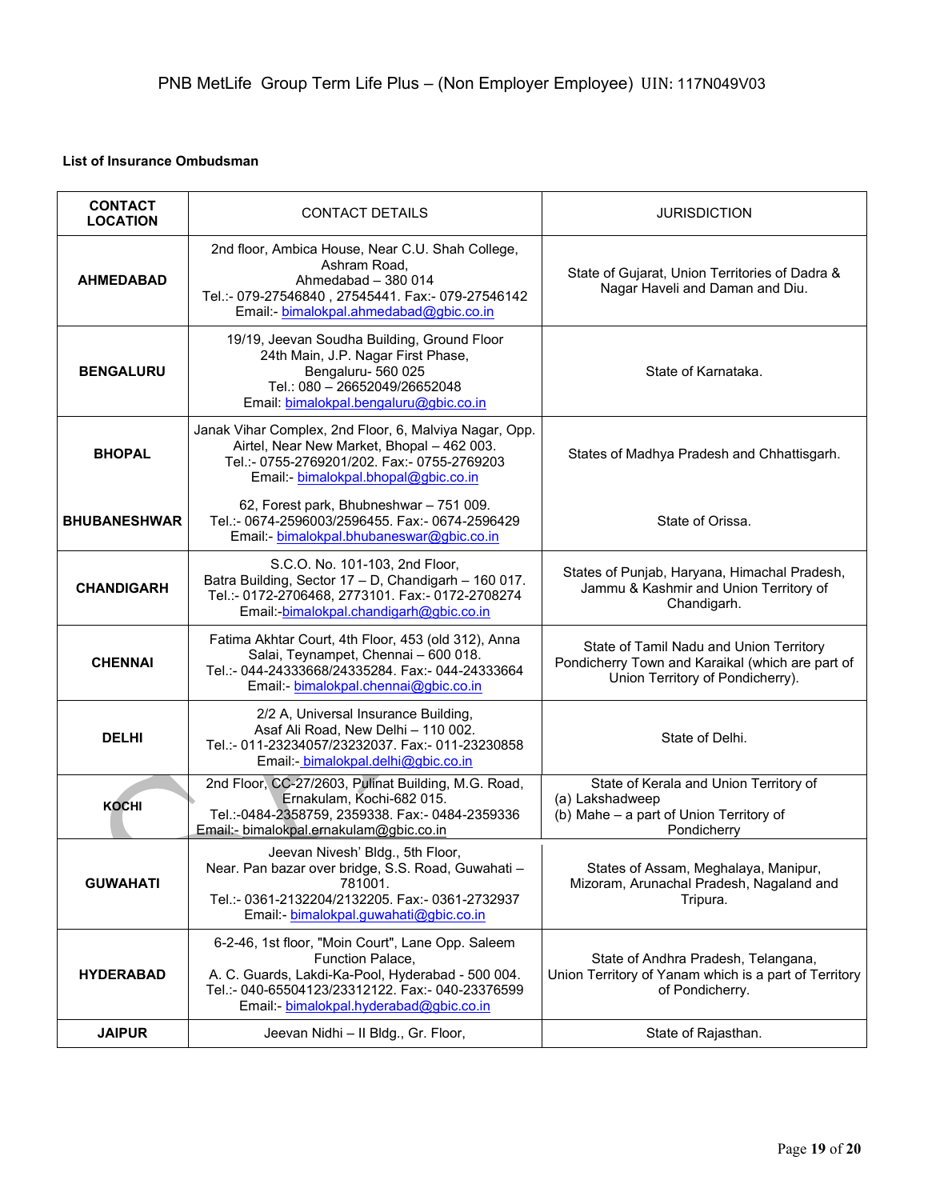**List of Insurance Ombudsman**

| CONTACT LOCATION | CONTACT DETAILS | JURISDICTION |
|---|---|---|
| **AHMEDABAD** | 2nd floor, Ambica House, Near C.U. Shah College, Ashram Road, Ahmedabad – 380 014 Tel.:- 079-27546840 , 27545441. Fax:- 079-27546142 Email:- bimalokpal.ahmedabad@gbic.co.in | State of Gujarat, Union Territories of Dadra & Nagar Haveli and Daman and Diu. |
| **BENGALURU** | 19/19, Jeevan Soudha Building, Ground Floor 24th Main, J.P. Nagar First Phase, Bengaluru- 560 025 Tel.: 080 – 26652049/26652048 Email: bimalokpal.bengaluru@gbic.co.in | State of Karnataka. |
| **BHOPAL** | Janak Vihar Complex, 2nd Floor, 6, Malviya Nagar, Opp. Airtel, Near New Market, Bhopal – 462 003. Tel.:- 0755-2769201/202. Fax:- 0755-2769203 Email:- bimalokpal.bhopal@gbic.co.in | States of Madhya Pradesh and Chhattisgarh. |
| **BHUBANESHWAR** | 62, Forest park, Bhubneshwar – 751 009. Tel.:- 0674-2596003/2596455. Fax:- 0674-2596429 Email:- bimalokpal.bhubaneswar@gbic.co.in | State of Orissa. |
| **CHANDIGARH** | S.C.O. No. 101-103, 2nd Floor, Batra Building, Sector 17 – D, Chandigarh – 160 017. Tel.:- 0172-2706468, 2773101. Fax:- 0172-2708274 Email:-bimalokpal.chandigarh@gbic.co.in | States of Punjab, Haryana, Himachal Pradesh, Jammu & Kashmir and Union Territory of Chandigarh. |
| **CHENNAI** | Fatima Akhtar Court, 4th Floor, 453 (old 312), Anna Salai, Teynampet, Chennai – 600 018. Tel.:- 044-24333668/24335284. Fax:- 044-24333664 Email:- bimalokpal.chennai@gbic.co.in | State of Tamil Nadu and Union Territory Pondicherry Town and Karaikal (which are part of Union Territory of Pondicherry). |
| **DELHI** | 2/2 A, Universal Insurance Building, Asaf Ali Road, New Delhi – 110 002. Tel.:- 011-23234057/23232037. Fax:- 011-23230858 Email:- bimalokpal.delhi@gbic.co.in | State of Delhi. |
| **KOCHI** | 2nd Floor, CC-27/2603, Pulinat Building, M.G. Road, Ernakulam, Kochi-682 015. Tel.:-0484-2358759, 2359338. Fax:- 0484-2359336 Email:- bimalokpal.ernakulam@gbic.co.in | State of Kerala and Union Territory of (a) Lakshadweep (b) Mahe – a part of Union Territory of Pondicherry |
| **GUWAHATI** | Jeevan Nivesh' Bldg., 5th Floor, Near. Pan bazar over bridge, S.S. Road, Guwahati – 781001. Tel.:- 0361-2132204/2132205. Fax:- 0361-2732937 Email:- bimalokpal.guwahati@gbic.co.in | States of Assam, Meghalaya, Manipur, Mizoram, Arunachal Pradesh, Nagaland and Tripura. |
| **HYDERABAD** | 6-2-46, 1st floor, "Moin Court", Lane Opp. Saleem Function Palace, A. C. Guards, Lakdi-Ka-Pool, Hyderabad - 500 004. Tel.:- 040-65504123/23312122. Fax:- 040-23376599 Email:- bimalokpal.hyderabad@gbic.co.in | State of Andhra Pradesh, Telangana, Union Territory of Yanam which is a part of Territory of Pondicherry. |
| **JAIPUR** | Jeevan Nidhi – II Bldg., Gr. Floor, | State of Rajasthan. |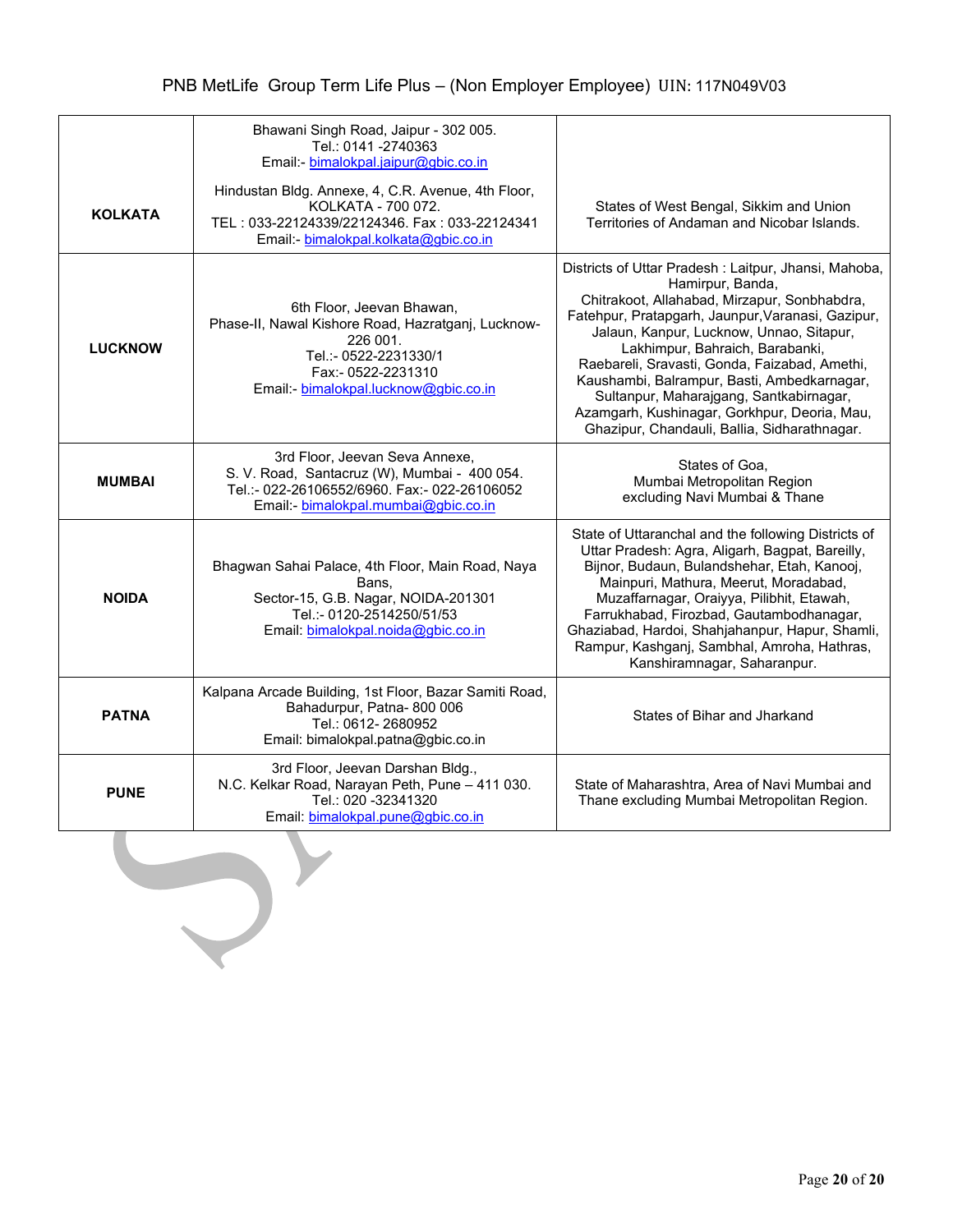| | | |
|---|---|---|
| | Bhawani Singh Road, Jaipur - 302 005.<br>Tel.: 0141 -2740363<br>Email:- bimalokpal.jaipur@gbic.co.in | |
| **KOLKATA** | Hindustan Bldg. Annexe, 4, C.R. Avenue, 4th Floor,<br>KOLKATA - 700 072.<br>TEL : 033-22124339/22124346. Fax : 033-22124341<br>Email:- bimalokpal.kolkata@gbic.co.in | States of West Bengal, Sikkim and Union Territories of Andaman and Nicobar Islands. |
| **LUCKNOW** | 6th Floor, Jeevan Bhawan,<br>Phase-II, Nawal Kishore Road, Hazratganj, Lucknow- 226 001.<br>Tel.:- 0522-2231330/1<br>Fax:- 0522-2231310<br>Email:- bimalokpal.lucknow@gbic.co.in | Districts of Uttar Pradesh : Laitpur, Jhansi, Mahoba, Hamirpur, Banda, Chitrakoot, Allahabad, Mirzapur, Sonbhabdra, Fatehpur, Pratapgarh, Jaunpur,Varanasi, Gazipur, Jalaun, Kanpur, Lucknow, Unnao, Sitapur, Lakhimpur, Bahraich, Barabanki, Raebareli, Sravasti, Gonda, Faizabad, Amethi, Kaushambi, Balrampur, Basti, Ambedkarnagar, Sultanpur, Maharajgang, Santkabirnagar, Azamgarh, Kushinagar, Gorkhpur, Deoria, Mau, Ghazipur, Chandauli, Ballia, Sidharathnagar. |
| **MUMBAI** | 3rd Floor, Jeevan Seva Annexe,<br>S. V. Road, Santacruz (W), Mumbai - 400 054.<br>Tel.:- 022-26106552/6960. Fax:- 022-26106052<br>Email:- bimalokpal.mumbai@gbic.co.in | States of Goa,<br>Mumbai Metropolitan Region excluding Navi Mumbai & Thane |
| **NOIDA** | Bhagwan Sahai Palace, 4th Floor, Main Road, Naya Bans,<br>Sector-15, G.B. Nagar, NOIDA-201301<br>Tel.:- 0120-2514250/51/53<br>Email: bimalokpal.noida@gbic.co.in | State of Uttaranchal and the following Districts of Uttar Pradesh: Agra, Aligarh, Bagpat, Bareilly, Bijnor, Budaun, Bulandshehar, Etah, Kanooj, Mainpuri, Mathura, Meerut, Moradabad, Muzaffarnagar, Oraiyya, Pilibhit, Etawah, Farrukhabad, Firozbad, Gautambodhanagar, Ghaziabad, Hardoi, Shahjahanpur, Hapur, Shamli, Rampur, Kashganj, Sambhal, Amroha, Hathras, Kanshiramnagar, Saharanpur. |
| **PATNA** | Kalpana Arcade Building, 1st Floor, Bazar Samiti Road, Bahadurpur, Patna- 800 006<br>Tel.: 0612- 2680952<br>Email: bimalokpal.patna@gbic.co.in | States of Bihar and Jharkand |
| **PUNE** | 3rd Floor, Jeevan Darshan Bldg.,<br>N.C. Kelkar Road, Narayan Peth, Pune – 411 030.<br>Tel.: 020 -32341320<br>Email: bimalokpal.pune@gbic.co.in | State of Maharashtra, Area of Navi Mumbai and Thane excluding Mumbai Metropolitan Region. |